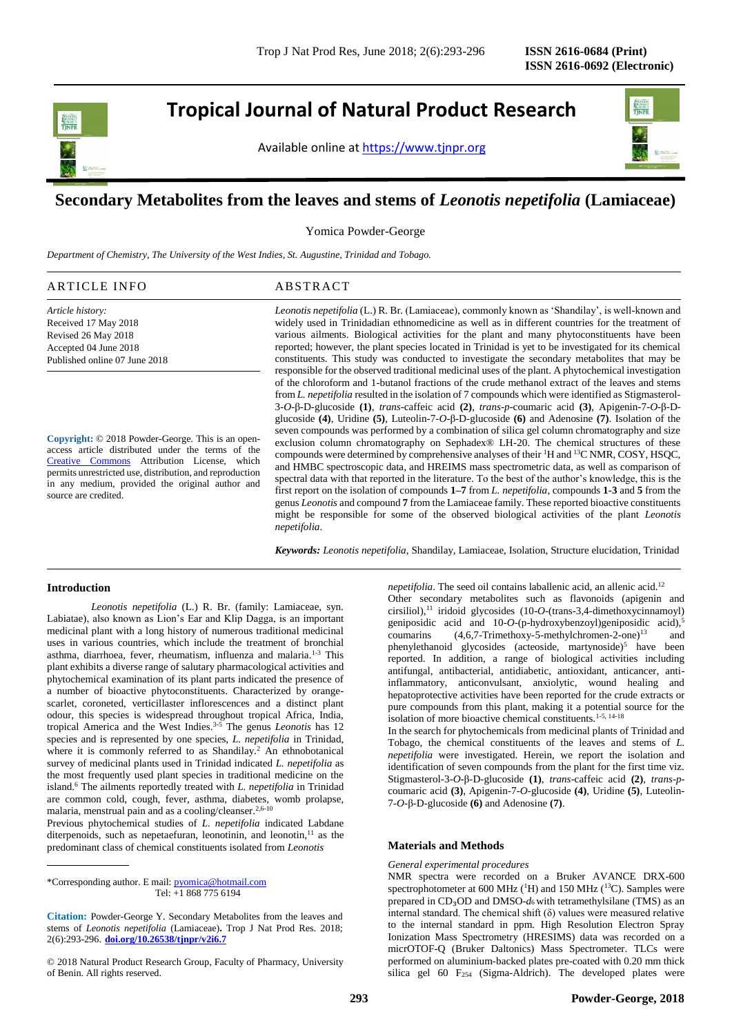ISSN 2616-0684 (Print)
ISSN 2616-0692 (Electronic)

# Tropical Journal of Natural Product Research

Available online at https://www.tjnpr.org

## Secondary Metabolites from the leaves and stems of *Leonotis nepetifolia* (Lamiaceae)

Yomica Powder-George

*Department of Chemistry, The University of the West Indies, St. Augustine, Trinidad and Tobago.*

### ARTICLE INFO

*Article history:*
Received 17 May 2018
Revised 26 May 2018
Accepted 04 June 2018
Published online 07 June 2018

**Copyright:** © 2018 Powder-George. This is an open-access article distributed under the terms of the Creative Commons Attribution License, which permits unrestricted use, distribution, and reproduction in any medium, provided the original author and source are credited.

### ABSTRACT

*Leonotis nepetifolia* (L.) R. Br. (Lamiaceae), commonly known as 'Shandilay', is well-known and widely used in Trinidadian ethnomedicine as well as in different countries for the treatment of various ailments. Biological activities for the plant and many phytoconstituents have been reported; however, the plant species located in Trinidad is yet to be investigated for its chemical constituents. This study was conducted to investigate the secondary metabolites that may be responsible for the observed traditional medicinal uses of the plant. A phytochemical investigation of the chloroform and 1-butanol fractions of the crude methanol extract of the leaves and stems from *L. nepetifolia* resulted in the isolation of 7 compounds which were identified as Stigmasterol-3-*O*-β-D-glucoside **(1)**, *trans*-caffeic acid **(2)**, *trans*-*p*-coumaric acid **(3)**, Apigenin-7-*O*-β-D-glucoside **(4)**, Uridine **(5)**, Luteolin-7-*O*-β-D-glucoside **(6)** and Adenosine **(7)**. Isolation of the seven compounds was performed by a combination of silica gel column chromatography and size exclusion column chromatography on Sephadex® LH-20. The chemical structures of these compounds were determined by comprehensive analyses of their $^{1}$H and $^{13}$C NMR, COSY, HSQC, and HMBC spectroscopic data, and HREIMS mass spectrometric data, as well as comparison of spectral data with that reported in the literature. To the best of the author's knowledge, this is the first report on the isolation of compounds **1–7** from *L. nepetifolia*, compounds **1-3** and **5** from the genus *Leonotis* and compound **7** from the Lamiaceae family. These reported bioactive constituents might be responsible for some of the observed biological activities of the plant *Leonotis nepetifolia*.

***Keywords:*** *Leonotis nepetifolia,* Shandilay, Lamiaceae, Isolation, Structure elucidation, Trinidad

## Introduction

*Leonotis nepetifolia* (L.) R. Br. (family: Lamiaceae, syn. Labiatae), also known as Lion's Ear and Klip Dagga, is an important medicinal plant with a long history of numerous traditional medicinal uses in various countries, which include the treatment of bronchial asthma, diarrhoea, fever, rheumatism, influenza and malaria.[1-3] This plant exhibits a diverse range of salutary pharmacological activities and phytochemical examination of its plant parts indicated the presence of a number of bioactive phytoconstituents. Characterized by orange-scarlet, coroneted, verticillaster inflorescences and a distinct plant odour, this species is widespread throughout tropical Africa, India, tropical America and the West Indies.[3-5] The genus *Leonotis* has 12 species and is represented by one species, *L. nepetifolia* in Trinidad, where it is commonly referred to as Shandilay.[2] An ethnobotanical survey of medicinal plants used in Trinidad indicated *L. nepetifolia* as the most frequently used plant species in traditional medicine on the island.[6] The ailments reportedly treated with *L. nepetifolia* in Trinidad are common cold, cough, fever, asthma, diabetes, womb prolapse, malaria, menstrual pain and as a cooling/cleanser.[2,6-10]

Previous phytochemical studies of *L. nepetifolia* indicated Labdane diterpenoids, such as nepetaefuran, leonotinin, and leonotin,[11] as the predominant class of chemical constituents isolated from *Leonotis nepetifolia*. The seed oil contains laballenic acid, an allenic acid.[12] Other secondary metabolites such as flavonoids (apigenin and cirsiliol),[11] iridoid glycosides (10-*O*-(trans-3,4-dimethoxycinnamoyl) geniposidic acid and 10-*O*-(p-hydroxybenzoyl)geniposidic acid),[5] coumarins (4,6,7-Trimethoxy-5-methylchromen-2-one)[13] and phenylethanoid glycosides (acteoside, martynoside)[5] have been reported. In addition, a range of biological activities including antifungal, antibacterial, antidiabetic, antioxidant, anticancer, anti-inflammatory, anticonvulsant, anxiolytic, wound healing and hepatoprotective activities have been reported for the crude extracts or pure compounds from this plant, making it a potential source for the isolation of more bioactive chemical constituents.[1-5, 14-18]

In the search for phytochemicals from medicinal plants of Trinidad and Tobago, the chemical constituents of the leaves and stems of *L. nepetifolia* were investigated. Herein, we report the isolation and identification of seven compounds from the plant for the first time viz. Stigmasterol-3-*O*-β-D-glucoside **(1)**, *trans*-caffeic acid **(2)**, *trans*-*p*-coumaric acid **(3)**, Apigenin-7-*O*-glucoside **(4)**, Uridine **(5)**, Luteolin-7-*O*-β-D-glucoside **(6)** and Adenosine **(7)**.

## Materials and Methods

*General experimental procedures*

NMR spectra were recorded on a Bruker AVANCE DRX-600 spectrophotometer at 600 MHz ($^{1}$H) and 150 MHz ($^{13}$C). Samples were prepared in $CD_3OD$ and DMSO-$d_6$ with tetramethylsilane (TMS) as an internal standard. The chemical shift (δ) values were measured relative to the internal standard in ppm. High Resolution Electron Spray Ionization Mass Spectrometry (HRESIMS) data was recorded on a micrOTOF-Q (Bruker Daltonics) Mass Spectrometer. TLCs were performed on aluminium-backed plates pre-coated with 0.20 mm thick silica gel 60 $F_{254}$ (Sigma-Aldrich). The developed plates were

---

\*Corresponding author. E mail: pyomica@hotmail.com
Tel: +1 868 775 6194

**Citation:** Powder-George Y. Secondary Metabolites from the leaves and stems of *Leonotis nepetifolia* (Lamiaceae). Trop J Nat Prod Res. 2018; 2(6):293-296. **doi.org/10.26538/tjnpr/v2i6.7**

© 2018 Natural Product Research Group, Faculty of Pharmacy, University of Benin. All rights reserved.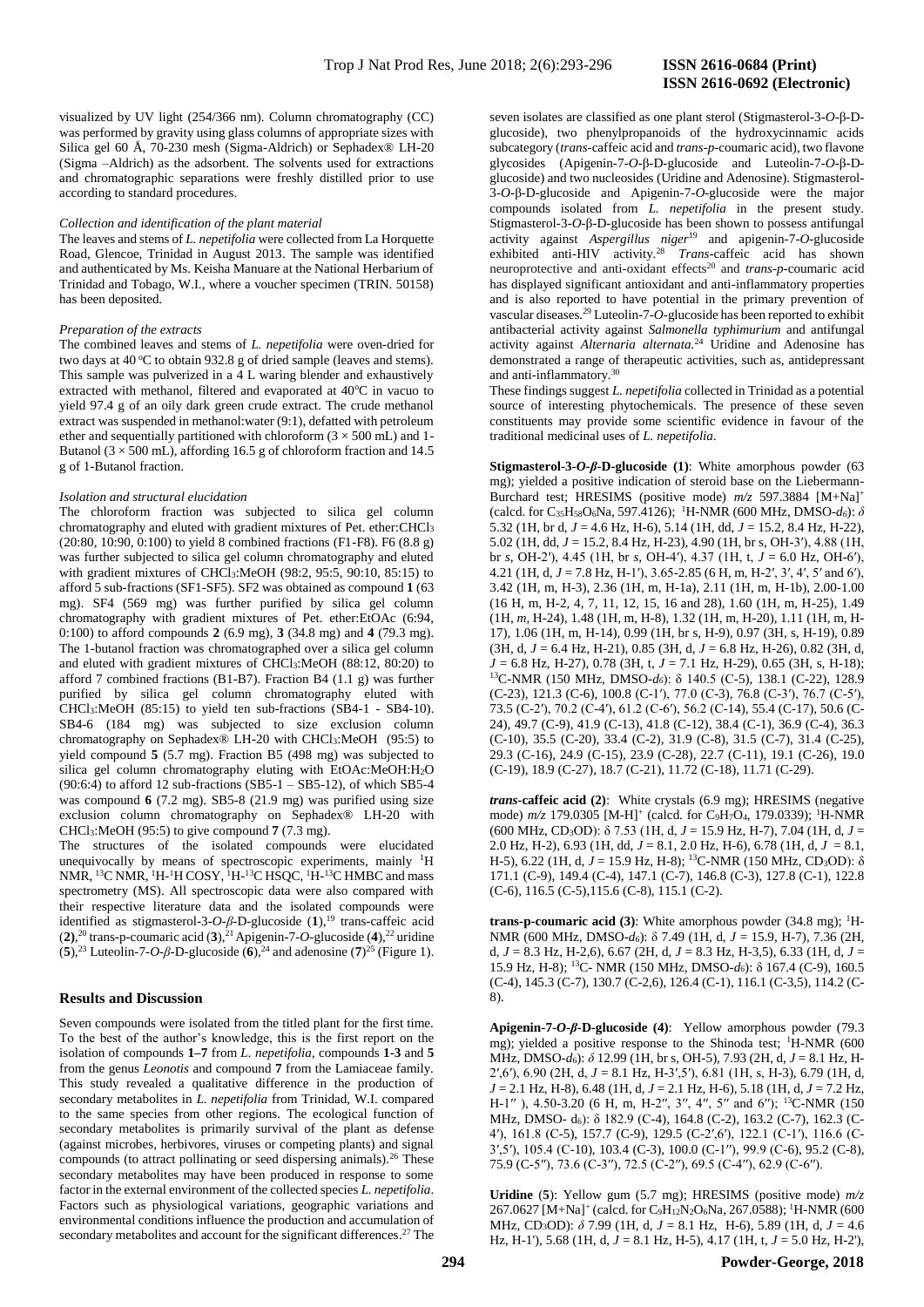visualized by UV light (254/366 nm). Column chromatography (CC) was performed by gravity using glass columns of appropriate sizes with Silica gel 60 Å, 70-230 mesh (Sigma-Aldrich) or Sephadex® LH-20 (Sigma –Aldrich) as the adsorbent. The solvents used for extractions and chromatographic separations were freshly distilled prior to use according to standard procedures.

*Collection and identification of the plant material*

The leaves and stems of *L. nepetifolia* were collected from La Horquette Road, Glencoe, Trinidad in August 2013. The sample was identified and authenticated by Ms. Keisha Manuare at the National Herbarium of Trinidad and Tobago, W.I., where a voucher specimen (TRIN. 50158) has been deposited.

*Preparation of the extracts*

The combined leaves and stems of *L. nepetifolia* were oven-dried for two days at 40 °C to obtain 932.8 g of dried sample (leaves and stems). This sample was pulverized in a 4 L waring blender and exhaustively extracted with methanol, filtered and evaporated at 40°C in vacuo to yield 97.4 g of an oily dark green crude extract. The crude methanol extract was suspended in methanol:water (9:1), defatted with petroleum ether and sequentially partitioned with chloroform (3 × 500 mL) and 1-Butanol (3 × 500 mL), affording 16.5 g of chloroform fraction and 14.5 g of 1-Butanol fraction.

*Isolation and structural elucidation*

The chloroform fraction was subjected to silica gel column chromatography and eluted with gradient mixtures of Pet. ether:$CHCl_3$ (20:80, 10:90, 0:100) to yield 8 combined fractions (F1-F8). F6 (8.8 g) was further subjected to silica gel column chromatography and eluted with gradient mixtures of $CHCl_3$:MeOH (98:2, 95:5, 90:10, 85:15) to afford 5 sub-fractions (SF1-SF5). SF2 was obtained as compound **1** (63 mg). SF4 (569 mg) was further purified by silica gel column chromatography with gradient mixtures of Pet. ether:EtOAc (6:94, 0:100) to afford compounds **2** (6.9 mg), **3** (34.8 mg) and **4** (79.3 mg). The 1-butanol fraction was chromatographed over a silica gel column and eluted with gradient mixtures of $CHCl_3$:MeOH (88:12, 80:20) to afford 7 combined fractions (B1-B7). Fraction B4 (1.1 g) was further purified by silica gel column chromatography eluted with $CHCl_3$:MeOH (85:15) to yield ten sub-fractions (SB4-1 - SB4-10). SB4-6 (184 mg) was subjected to size exclusion column chromatography on Sephadex® LH-20 with $CHCl_3$:MeOH (95:5) to yield compound **5** (5.7 mg). Fraction B5 (498 mg) was subjected to silica gel column chromatography eluting with EtOAc:MeOH:$H_2O$ (90:6:4) to afford 12 sub-fractions (SB5-1 – SB5-12), of which SB5-4 was compound **6** (7.2 mg). SB5-8 (21.9 mg) was purified using size exclusion column chromatography on Sephadex® LH-20 with $CHCl_3$:MeOH (95:5) to give compound **7** (7.3 mg).

The structures of the isolated compounds were elucidated unequivocally by means of spectroscopic experiments, mainly $^1$H NMR, $^{13}$C NMR, $^1$H-$^1$H COSY, $^1$H-$^{13}$C HSQC, $^1$H-$^{13}$C HMBC and mass spectrometry (MS). All spectroscopic data were also compared with their respective literature data and the isolated compounds were identified as stigmasterol-3-*O*-*β*-D-glucoside (**1**),[19] trans-caffeic acid (**2**),[20] trans-p-coumaric acid (**3**),[21] Apigenin-7-*O*-glucoside (**4**),[22] uridine (**5**),[23] Luteolin-7-*O*-*β*-D-glucoside (**6**),[24] and adenosine (**7**)[25] (Figure 1).

## Results and Discussion

Seven compounds were isolated from the titled plant for the first time. To the best of the author's knowledge, this is the first report on the isolation of compounds **1–7** from *L. nepetifolia*, compounds **1-3** and **5** from the genus *Leonotis* and compound **7** from the Lamiaceae family. This study revealed a qualitative difference in the production of secondary metabolites in *L. nepetifolia* from Trinidad, W.I. compared to the same species from other regions. The ecological function of secondary metabolites is primarily survival of the plant as defense (against microbes, herbivores, viruses or competing plants) and signal compounds (to attract pollinating or seed dispersing animals).[26] These secondary metabolites may have been produced in response to some factor in the external environment of the collected species *L. nepetifolia*. Factors such as physiological variations, geographic variations and environmental conditions influence the production and accumulation of secondary metabolites and account for the significant differences.[27] The seven isolates are classified as one plant sterol (Stigmasterol-3-*O*-β-D-glucoside), two phenylpropanoids of the hydroxycinnamic acids subcategory (*trans*-caffeic acid and *trans-p*-coumaric acid), two flavone glycosides (Apigenin-7-*O*-β-D-glucoside and Luteolin-7-*O*-β-D-glucoside) and two nucleosides (Uridine and Adenosine). Stigmasterol-3-*O*-β-D-glucoside and Apigenin-7-*O*-glucoside were the major compounds isolated from *L. nepetifolia* in the present study. Stigmasterol-3-*O*-β-D-glucoside has been shown to possess antifungal activity against *Aspergillus niger*[19] and apigenin-7-*O*-glucoside exhibited anti-HIV activity.[28] *Trans*-caffeic acid has shown neuroprotective and anti-oxidant effects[20] and *trans-p*-coumaric acid has displayed significant antioxidant and anti-inflammatory properties and is also reported to have potential in the primary prevention of vascular diseases.[29] Luteolin-7-*O*-glucoside has been reported to exhibit antibacterial activity against *Salmonella typhimurium* and antifungal activity against *Alternaria alternata*.[24] Uridine and Adenosine has demonstrated a range of therapeutic activities, such as, antidepressant and anti-inflammatory.[30]

These findings suggest *L. nepetifolia* collected in Trinidad as a potential source of interesting phytochemicals. The presence of these seven constituents may provide some scientific evidence in favour of the traditional medicinal uses of *L. nepetifolia*.

**Stigmasterol-3-*O*-*β*-D-glucoside (1)**: White amorphous powder (63 mg); yielded a positive indication of steroid base on the Liebermann-Burchard test; HRESIMS (positive mode) *m/z* 597.3884 [M+Na]$^+$ (calcd. for $C_{35}H_{58}O_6Na$, 597.4126); $^1$H-NMR (600 MHz, DMSO-*d*$_6$): *δ* 5.32 (1H, br d, *J* = 4.6 Hz, H-6), 5.14 (1H, dd, *J* = 15.2, 8.4 Hz, H-22), 5.02 (1H, dd, *J* = 15.2, 8.4 Hz, H-23), 4.90 (1H, br s, OH-3′), 4.88 (1H, br *s*, OH-2′), 4.45 (1H, br *s*, OH-4′), 4.37 (1H, t, *J* = 6.0 Hz, OH-6′), 4.21 (1H, d, *J* = 7.8 Hz, H-1′), 3.65-2.85 (6 H, m, H-2′, 3′, 4′, 5′ and 6′), 3.42 (1H, m, H-3), 2.36 (1H, m, H-1a), 2.11 (1H, m, H-1b), 2.00-1.00 (16 H, m, H-2, 4, 7, 11, 12, 15, 16 and 28), 1.60 (1H, m, H-25), 1.49 (1H, *m*, H-24), 1.48 (1H, m, H-8), 1.32 (1H, m, H-20), 1.11 (1H, m, H-17), 1.06 (1H, m, H-14), 0.99 (1H, br s, H-9), 0.97 (3H, s, H-19), 0.89 (3H, d, *J* = 6.4 Hz, H-21), 0.85 (3H, d, *J* = 6.8 Hz, H-26), 0.82 (3H, d, *J* = 6.8 Hz, H-27), 0.78 (3H, t, *J* = 7.1 Hz, H-29), 0.65 (3H, s, H-18); $^{13}$C-NMR (150 MHz, DMSO-*d*$_6$): δ 140.5 (C-5), 138.1 (C-22), 128.9 (C-23), 121.3 (C-6), 100.8 (C-1′), 77.0 (C-3), 76.8 (C-3′), 76.7 (C-5′), 73.5 (C-2′), 70.2 (C-4′), 61.2 (C-6′), 56.2 (C-14), 55.4 (C-17), 50.6 (C-24), 49.7 (C-9), 41.9 (C-13), 41.8 (C-12), 38.4 (C-1), 36.9 (C-4), 36.3 (C-10), 35.5 (C-20), 33.4 (C-2), 31.9 (C-8), 31.5 (C-7), 31.4 (C-25), 29.3 (C-16), 24.9 (C-15), 23.9 (C-28), 22.7 (C-11), 19.1 (C-26), 19.0 (C-19), 18.9 (C-27), 18.7 (C-21), 11.72 (C-18), 11.71 (C-29).

***trans*-caffeic acid (2)**: White crystals (6.9 mg); HRESIMS (negative mode) *m/z* 179.0305 [M-H]$^+$ (calcd. for $C_9H_7O_4$, 179.0339); $^1$H-NMR (600 MHz, $CD_3OD$): δ 7.53 (1H, d, *J* = 15.9 Hz, H-7), 7.04 (1H, d, *J* = 2.0 Hz, H-2), 6.93 (1H, dd, *J* = 8.1, 2.0 Hz, H-6), 6.78 (1H, d, *J* = 8.1, H-5), 6.22 (1H, d, *J* = 15.9 Hz, H-8); $^{13}$C-NMR (150 MHz, $CD_3OD$): δ 171.1 (C-9), 149.4 (C-4), 147.1 (C-7), 146.8 (C-3), 127.8 (C-1), 122.8 (C-6), 116.5 (C-5),115.6 (C-8), 115.1 (C-2).

**trans-p-coumaric acid (3)**: White amorphous powder (34.8 mg); $^1$H-NMR (600 MHz, DMSO-*d*$_6$): δ 7.49 (1H, d, *J* = 15.9, H-7), 7.36 (2H, d, *J* = 8.3 Hz, H-2,6), 6.67 (2H, d, *J* = 8.3 Hz, H-3,5), 6.33 (1H, d, *J* = 15.9 Hz, H-8); $^{13}$C- NMR (150 MHz, DMSO-*d*$_6$): δ 167.4 (C-9), 160.5 (C-4), 145.3 (C-7), 130.7 (C-2,6), 126.4 (C-1), 116.1 (C-3,5), 114.2 (C-8).

**Apigenin-7-*O*-*β*-D-glucoside (4)**: Yellow amorphous powder (79.3 mg); yielded a positive response to the Shinoda test; $^1$H-NMR (600 MHz, DMSO-*d*$_6$): *δ* 12.99 (1H, br s, OH-5), 7.93 (2H, d, *J* = 8.1 Hz, H-2′,6′), 6.90 (2H, d, *J* = 8.1 Hz, H-3′,5′), 6.81 (1H, s, H-3), 6.79 (1H, d, *J* = 2.1 Hz, H-8), 6.48 (1H, d, *J* = 2.1 Hz, H-6), 5.18 (1H, d, *J* = 7.2 Hz, H-1″ ), 4.50-3.20 (6 H, m, H-2″, 3″, 4″, 5″ and 6″); $^{13}$C-NMR (150 MHz, DMSO- d$_6$): δ 182.9 (C-4), 164.8 (C-2), 163.2 (C-7), 162.3 (C-4′), 161.8 (C-5), 157.7 (C-9), 129.5 (C-2′,6′), 122.1 (C-1′), 116.6 (C-3′,5′), 105.4 (C-10), 103.4 (C-3), 100.0 (C-1″), 99.9 (C-6), 95.2 (C-8), 75.9 (C-5″), 73.6 (C-3″), 72.5 (C-2″), 69.5 (C-4″), 62.9 (C-6″).

**Uridine (5)**: Yellow gum (5.7 mg); HRESIMS (positive mode) *m/z* 267.0627 [M+Na]$^+$ (calcd. for $C_9H_{12}N_2O_6Na$, 267.0588); $^1$H-NMR (600 MHz, $CD_3OD$): *δ* 7.99 (1H, d, *J* = 8.1 Hz, H-6), 5.89 (1H, d, *J* = 4.6 Hz, H-1'), 5.68 (1H, d, *J* = 8.1 Hz, H-5), 4.17 (1H, t, *J* = 5.0 Hz, H-2'),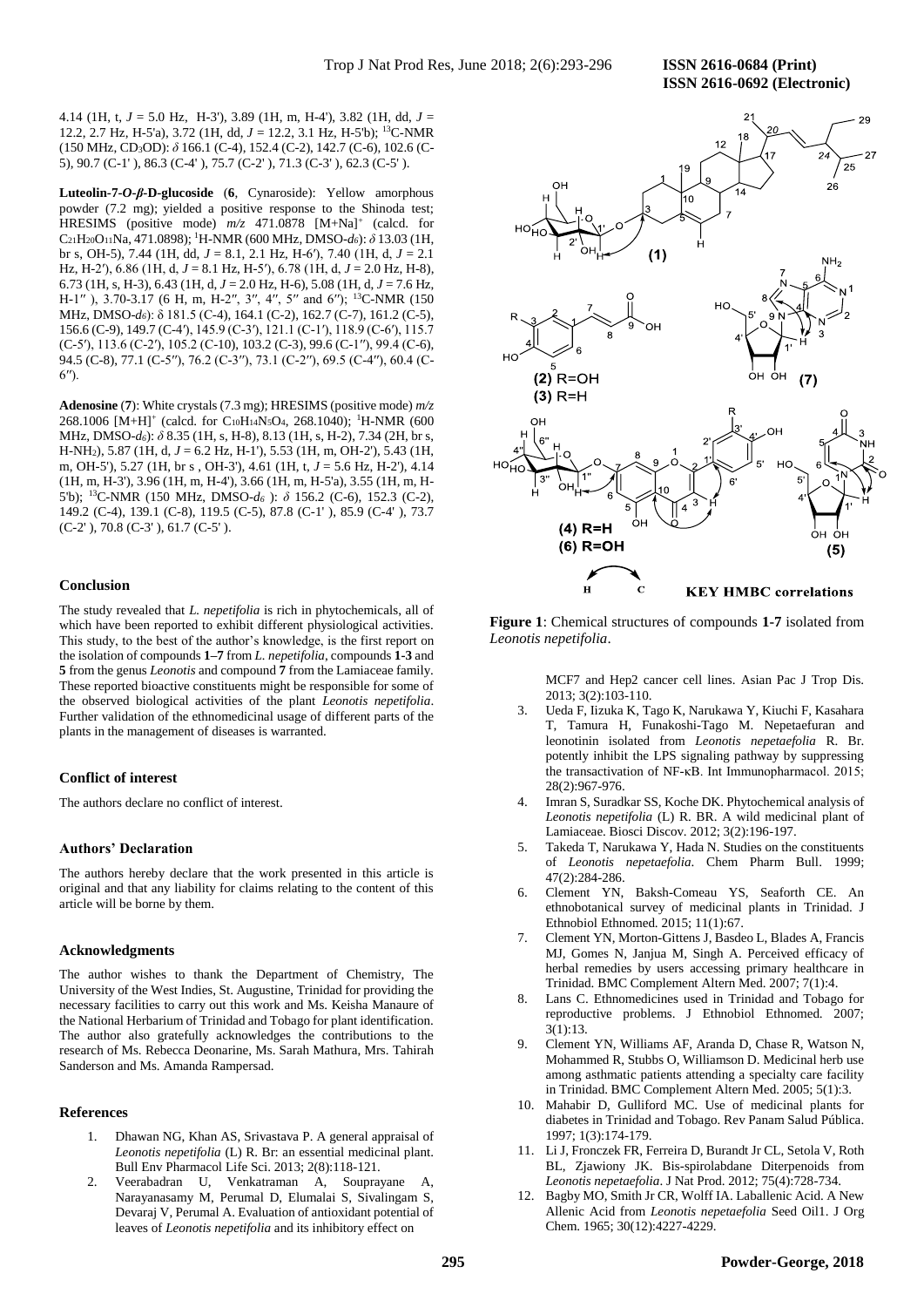4.14 (1H, t, $J$ = 5.0 Hz, H-3'), 3.89 (1H, m, H-4'), 3.82 (1H, dd, $J$ = 12.2, 2.7 Hz, H-5'a), 3.72 (1H, dd, $J$ = 12.2, 3.1 Hz, H-5'b); $^{13}$C-NMR (150 MHz, $CD_3OD$): $\delta$ 166.1 (C-4), 152.4 (C-2), 142.7 (C-6), 102.6 (C-5), 90.7 (C-1' ), 86.3 (C-4' ), 75.7 (C-2' ), 71.3 (C-3' ), 62.3 (C-5' ).

**Luteolin-7-*O*-*β*-D-glucoside** (**6**, Cynaroside): Yellow amorphous powder (7.2 mg); yielded a positive response to the Shinoda test; HRESIMS (positive mode) $m/z$ 471.0878 [M+Na]$^+$ (calcd. for $C_{21}H_{20}O_{11}Na$, 471.0898); $^1$H-NMR (600 MHz, DMSO-$d_6$): $\delta$ 13.03 (1H, br s, OH-5), 7.44 (1H, dd, $J$ = 8.1, 2.1 Hz, H-6′), 7.40 (1H, d, $J$ = 2.1 Hz, H-2′), 6.86 (1H, d, $J$ = 8.1 Hz, H-5′), 6.78 (1H, d, $J$ = 2.0 Hz, H-8), 6.73 (1H, s, H-3), 6.43 (1H, d, $J$ = 2.0 Hz, H-6), 5.08 (1H, d, $J$ = 7.6 Hz, H-1″ ), 3.70-3.17 (6 H, m, H-2″, 3″, 4″, 5″ and 6″); $^{13}$C-NMR (150 MHz, DMSO-$d_6$): δ 181.5 (C-4), 164.1 (C-2), 162.7 (C-7), 161.2 (C-5), 156.6 (C-9), 149.7 (C-4′), 145.9 (C-3′), 121.1 (C-1′), 118.9 (C-6′), 115.7 (C-5′), 113.6 (C-2′), 105.2 (C-10), 103.2 (C-3), 99.6 (C-1″), 99.4 (C-6), 94.5 (C-8), 77.1 (C-5″), 76.2 (C-3″), 73.1 (C-2″), 69.5 (C-4″), 60.4 (C-6″).

**Adenosine** (**7**): White crystals (7.3 mg); HRESIMS (positive mode) $m/z$ 268.1006 [M+H]$^+$ (calcd. for $C_{10}H_{14}N_5O_4$, 268.1040); $^1$H-NMR (600 MHz, DMSO-$d_6$): $\delta$ 8.35 (1H, s, H-8), 8.13 (1H, s, H-2), 7.34 (2H, br s, H-$NH_2$), 5.87 (1H, d, $J$ = 6.2 Hz, H-1'), 5.53 (1H, m, OH-2'), 5.43 (1H, m, OH-5'), 5.27 (1H, br s , OH-3'), 4.61 (1H, t, $J$ = 5.6 Hz, H-2'), 4.14 (1H, m, H-3'), 3.96 (1H, m, H-4'), 3.66 (1H, m, H-5'a), 3.55 (1H, m, H-5'b); $^{13}$C-NMR (150 MHz, DMSO-$d_6$ ): $\delta$ 156.2 (C-6), 152.3 (C-2), 149.2 (C-4), 139.1 (C-8), 119.5 (C-5), 87.8 (C-1' ), 85.9 (C-4' ), 73.7 (C-2' ), 70.8 (C-3' ), 61.7 (C-5' ).

## Conclusion

The study revealed that *L. nepetifolia* is rich in phytochemicals, all of which have been reported to exhibit different physiological activities. This study, to the best of the author's knowledge, is the first report on the isolation of compounds **1–7** from *L. nepetifolia*, compounds **1-3** and **5** from the genus *Leonotis* and compound **7** from the Lamiaceae family. These reported bioactive constituents might be responsible for some of the observed biological activities of the plant *Leonotis nepetifolia*. Further validation of the ethnomedicinal usage of different parts of the plants in the management of diseases is warranted.

**Figure 1**: Chemical structures of compounds **1-7** isolated from *Leonotis nepetifolia*.

## Conflict of interest

The authors declare no conflict of interest.

## Authors' Declaration

The authors hereby declare that the work presented in this article is original and that any liability for claims relating to the content of this article will be borne by them.

## Acknowledgments

The author wishes to thank the Department of Chemistry, The University of the West Indies, St. Augustine, Trinidad for providing the necessary facilities to carry out this work and Ms. Keisha Manaure of the National Herbarium of Trinidad and Tobago for plant identification. The author also gratefully acknowledges the contributions to the research of Ms. Rebecca Deonarine, Ms. Sarah Mathura, Mrs. Tahirah Sanderson and Ms. Amanda Rampersad.

## References

1. Dhawan NG, Khan AS, Srivastava P. A general appraisal of *Leonotis nepetifolia* (L) R. Br: an essential medicinal plant. Bull Env Pharmacol Life Sci. 2013; 2(8):118-121.
2. Veerabadran U, Venkatraman A, Souprayane A, Narayanasamy M, Perumal D, Elumalai S, Sivalingam S, Devaraj V, Perumal A. Evaluation of antioxidant potential of leaves of *Leonotis nepetifolia* and its inhibitory effect on MCF7 and Hep2 cancer cell lines. Asian Pac J Trop Dis. 2013; 3(2):103-110.
3. Ueda F, Iizuka K, Tago K, Narukawa Y, Kiuchi F, Kasahara T, Tamura H, Funakoshi-Tago M. Nepetaefuran and leonotinin isolated from *Leonotis nepetaefolia* R. Br. potently inhibit the LPS signaling pathway by suppressing the transactivation of NF-κB. Int Immunopharmacol. 2015; 28(2):967-976.
4. Imran S, Suradkar SS, Koche DK. Phytochemical analysis of *Leonotis nepetifolia* (L) R. BR. A wild medicinal plant of Lamiaceae. Biosci Discov. 2012; 3(2):196-197.
5. Takeda T, Narukawa Y, Hada N. Studies on the constituents of *Leonotis nepetaefolia*. Chem Pharm Bull. 1999; 47(2):284-286.
6. Clement YN, Baksh-Comeau YS, Seaforth CE. An ethnobotanical survey of medicinal plants in Trinidad. J Ethnobiol Ethnomed. 2015; 11(1):67.
7. Clement YN, Morton-Gittens J, Basdeo L, Blades A, Francis MJ, Gomes N, Janjua M, Singh A. Perceived efficacy of herbal remedies by users accessing primary healthcare in Trinidad. BMC Complement Altern Med. 2007; 7(1):4.
8. Lans C. Ethnomedicines used in Trinidad and Tobago for reproductive problems. J Ethnobiol Ethnomed. 2007; 3(1):13.
9. Clement YN, Williams AF, Aranda D, Chase R, Watson N, Mohammed R, Stubbs O, Williamson D. Medicinal herb use among asthmatic patients attending a specialty care facility in Trinidad. BMC Complement Altern Med. 2005; 5(1):3.
10. Mahabir D, Gulliford MC. Use of medicinal plants for diabetes in Trinidad and Tobago. Rev Panam Salud Pública. 1997; 1(3):174-179.
11. Li J, Fronczek FR, Ferreira D, Burandt Jr CL, Setola V, Roth BL, Zjawiony JK. Bis-spirolabdane Diterpenoids from *Leonotis nepetaefolia*. J Nat Prod. 2012; 75(4):728-734.
12. Bagby MO, Smith Jr CR, Wolff IA. Laballenic Acid. A New Allenic Acid from *Leonotis nepetaefolia* Seed Oil1. J Org Chem. 1965; 30(12):4227-4229.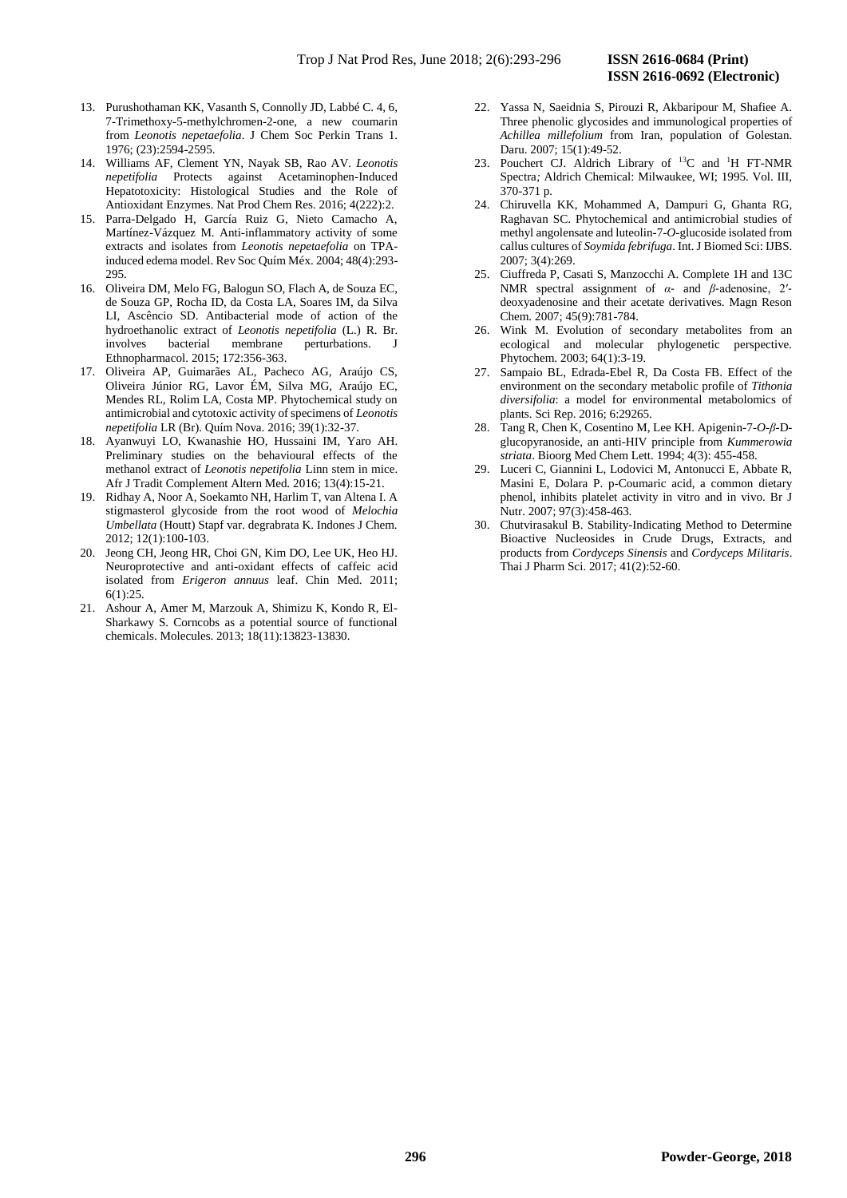13. Purushothaman KK, Vasanth S, Connolly JD, Labbé C. 4, 6, 7-Trimethoxy-5-methylchromen-2-one, a new coumarin from *Leonotis nepetaefolia*. J Chem Soc Perkin Trans 1. 1976; (23):2594-2595.
14. Williams AF, Clement YN, Nayak SB, Rao AV. *Leonotis nepetifolia* Protects against Acetaminophen-Induced Hepatotoxicity: Histological Studies and the Role of Antioxidant Enzymes. Nat Prod Chem Res. 2016; 4(222):2.
15. Parra-Delgado H, García Ruiz G, Nieto Camacho A, Martínez-Vázquez M. Anti-inflammatory activity of some extracts and isolates from *Leonotis nepetaefolia* on TPA-induced edema model. Rev Soc Quím Méx. 2004; 48(4):293-295.
16. Oliveira DM, Melo FG, Balogun SO, Flach A, de Souza EC, de Souza GP, Rocha ID, da Costa LA, Soares IM, da Silva LI, Ascêncio SD. Antibacterial mode of action of the hydroethanolic extract of *Leonotis nepetifolia* (L.) R. Br. involves bacterial membrane perturbations. J Ethnopharmacol. 2015; 172:356-363.
17. Oliveira AP, Guimarães AL, Pacheco AG, Araújo CS, Oliveira Júnior RG, Lavor ÉM, Silva MG, Araújo EC, Mendes RL, Rolim LA, Costa MP. Phytochemical study on antimicrobial and cytotoxic activity of specimens of *Leonotis nepetifolia* LR (Br). Quím Nova. 2016; 39(1):32-37.
18. Ayanwuyi LO, Kwanashie HO, Hussaini IM, Yaro AH. Preliminary studies on the behavioural effects of the methanol extract of *Leonotis nepetifolia* Linn stem in mice. Afr J Tradit Complement Altern Med. 2016; 13(4):15-21.
19. Ridhay A, Noor A, Soekamto NH, Harlim T, van Altena I. A stigmasterol glycoside from the root wood of *Melochia Umbellata* (Houtt) Stapf var. degrabrata K. Indones J Chem. 2012; 12(1):100-103.
20. Jeong CH, Jeong HR, Choi GN, Kim DO, Lee UK, Heo HJ. Neuroprotective and anti-oxidant effects of caffeic acid isolated from *Erigeron annuus* leaf. Chin Med. 2011; 6(1):25.
21. Ashour A, Amer M, Marzouk A, Shimizu K, Kondo R, El-Sharkawy S. Corncobs as a potential source of functional chemicals. Molecules. 2013; 18(11):13823-13830.
22. Yassa N, Saeidnia S, Pirouzi R, Akbaripour M, Shafiee A. Three phenolic glycosides and immunological properties of *Achillea millefolium* from Iran, population of Golestan. Daru. 2007; 15(1):49-52.
23. Pouchert CJ. Aldrich Library of $^{13}C$ and $^{1}H$ FT-NMR Spectra; Aldrich Chemical: Milwaukee, WI; 1995. Vol. III, 370-371 p.
24. Chiruvella KK, Mohammed A, Dampuri G, Ghanta RG, Raghavan SC. Phytochemical and antimicrobial studies of methyl angolensate and luteolin-7-*O*-glucoside isolated from callus cultures of *Soymida febrifuga*. Int. J Biomed Sci: IJBS. 2007; 3(4):269.
25. Ciuffreda P, Casati S, Manzocchi A. Complete 1H and 13C NMR spectral assignment of *α*- and *β*-adenosine, 2′-deoxyadenosine and their acetate derivatives. Magn Reson Chem. 2007; 45(9):781-784.
26. Wink M. Evolution of secondary metabolites from an ecological and molecular phylogenetic perspective. Phytochem. 2003; 64(1):3-19.
27. Sampaio BL, Edrada-Ebel R, Da Costa FB. Effect of the environment on the secondary metabolic profile of *Tithonia diversifolia*: a model for environmental metabolomics of plants. Sci Rep. 2016; 6:29265.
28. Tang R, Chen K, Cosentino M, Lee KH. Apigenin-7-*O*-*β*-D-glucopyranoside, an anti-HIV principle from *Kummerowia striata*. Bioorg Med Chem Lett. 1994; 4(3): 455-458.
29. Luceri C, Giannini L, Lodovici M, Antonucci E, Abbate R, Masini E, Dolara P. p-Coumaric acid, a common dietary phenol, inhibits platelet activity in vitro and in vivo. Br J Nutr. 2007; 97(3):458-463.
30. Chutvirasakul B. Stability-Indicating Method to Determine Bioactive Nucleosides in Crude Drugs, Extracts, and products from *Cordyceps Sinensis* and *Cordyceps Militaris*. Thai J Pharm Sci. 2017; 41(2):52-60.